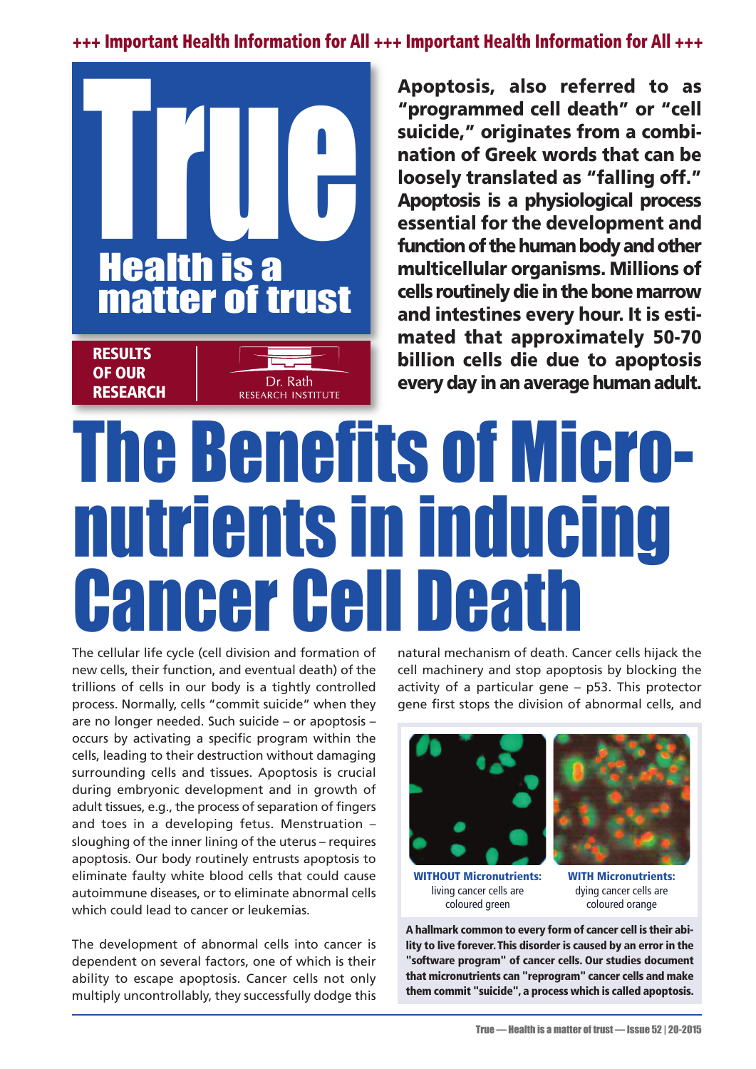+++ Important Health Information for All +++ Important Health Information for All +++

# True
## Health is a matter of trust

**RESULTS OF OUR RESEARCH**

Dr. Rath RESEARCH INSTITUTE

**Apoptosis, also referred to as "programmed cell death" or "cell suicide," originates from a combination of Greek words that can be loosely translated as "falling off." Apoptosis is a physiological process essential for the development and function of the human body and other multicellular organisms. Millions of cells routinely die in the bone marrow and intestines every hour. It is estimated that approximately 50-70 billion cells die due to apoptosis every day in an average human adult.**

# The Benefits of Micronutrients in inducing Cancer Cell Death

The cellular life cycle (cell division and formation of new cells, their function, and eventual death) of the trillions of cells in our body is a tightly controlled process. Normally, cells "commit suicide" when they are no longer needed. Such suicide – or apoptosis – occurs by activating a specific program within the cells, leading to their destruction without damaging surrounding cells and tissues. Apoptosis is crucial during embryonic development and in growth of adult tissues, e.g., the process of separation of fingers and toes in a developing fetus. Menstruation – sloughing of the inner lining of the uterus – requires apoptosis. Our body routinely entrusts apoptosis to eliminate faulty white blood cells that could cause autoimmune diseases, or to eliminate abnormal cells which could lead to cancer or leukemias.

The development of abnormal cells into cancer is dependent on several factors, one of which is their ability to escape apoptosis. Cancer cells not only multiply uncontrollably, they successfully dodge this natural mechanism of death. Cancer cells hijack the cell machinery and stop apoptosis by blocking the activity of a particular gene – p53. This protector gene first stops the division of abnormal cells, and

**WITHOUT Micronutrients:** living cancer cells are coloured green

**WITH Micronutrients:** dying cancer cells are coloured orange

**A hallmark common to every form of cancer cell is their ability to live forever. This disorder is caused by an error in the "software program" of cancer cells. Our studies document that micronutrients can "reprogram" cancer cells and make them commit "suicide", a process which is called apoptosis.**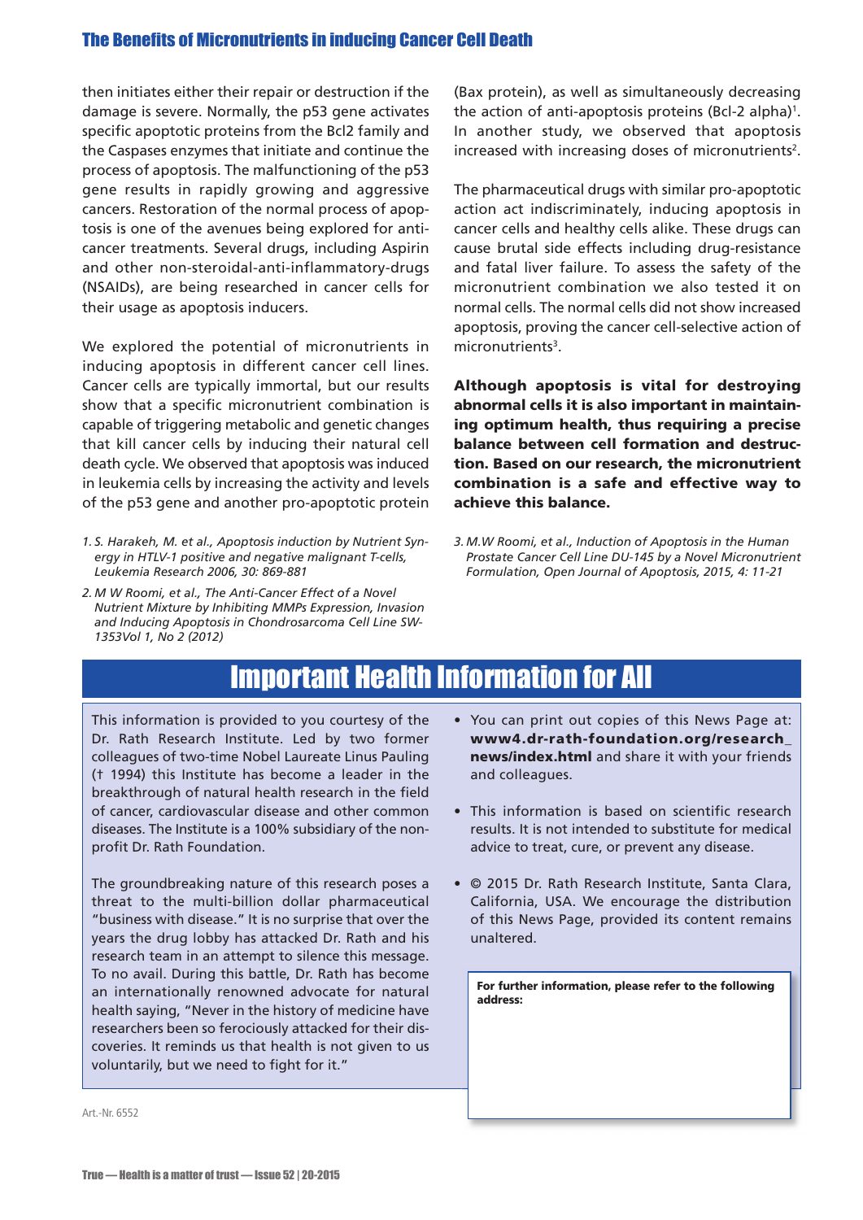then initiates either their repair or destruction if the damage is severe. Normally, the p53 gene activates specific apoptotic proteins from the Bcl2 family and the Caspases enzymes that initiate and continue the process of apoptosis. The malfunctioning of the p53 gene results in rapidly growing and aggressive cancers. Restoration of the normal process of apoptosis is one of the avenues being explored for anti-cancer treatments. Several drugs, including Aspirin and other non-steroidal-anti-inflammatory-drugs (NSAIDs), are being researched in cancer cells for their usage as apoptosis inducers.

We explored the potential of micronutrients in inducing apoptosis in different cancer cell lines. Cancer cells are typically immortal, but our results show that a specific micronutrient combination is capable of triggering metabolic and genetic changes that kill cancer cells by inducing their natural cell death cycle. We observed that apoptosis was induced in leukemia cells by increasing the activity and levels of the p53 gene and another pro-apoptotic protein (Bax protein), as well as simultaneously decreasing the action of anti-apoptosis proteins (Bcl-2 alpha)[1]. In another study, we observed that apoptosis increased with increasing doses of micronutrients[2].

The pharmaceutical drugs with similar pro-apoptotic action act indiscriminately, inducing apoptosis in cancer cells and healthy cells alike. These drugs can cause brutal side effects including drug-resistance and fatal liver failure. To assess the safety of the micronutrient combination we also tested it on normal cells. The normal cells did not show increased apoptosis, proving the cancer cell-selective action of micronutrients[3].

**Although apoptosis is vital for destroying abnormal cells it is also important in maintaining optimum health, thus requiring a precise balance between cell formation and destruction. Based on our research, the micronutrient combination is a safe and effective way to achieve this balance.**

1. *S. Harakeh, M. et al., Apoptosis induction by Nutrient Synergy in HTLV-1 positive and negative malignant T-cells, Leukemia Research 2006, 30: 869-881*
2. *M W Roomi, et al., The Anti-Cancer Effect of a Novel Nutrient Mixture by Inhibiting MMPs Expression, Invasion and Inducing Apoptosis in Chondrosarcoma Cell Line SW-1353Vol 1, No 2 (2012)*
3. *M.W Roomi, et al., Induction of Apoptosis in the Human Prostate Cancer Cell Line DU-145 by a Novel Micronutrient Formulation, Open Journal of Apoptosis, 2015, 4: 11-21*

# Important Health Information for All

This information is provided to you courtesy of the Dr. Rath Research Institute. Led by two former colleagues of two-time Nobel Laureate Linus Pauling († 1994) this Institute has become a leader in the breakthrough of natural health research in the field of cancer, cardiovascular disease and other common diseases. The Institute is a 100% subsidiary of the non-profit Dr. Rath Foundation.

The groundbreaking nature of this research poses a threat to the multi-billion dollar pharmaceutical "business with disease." It is no surprise that over the years the drug lobby has attacked Dr. Rath and his research team in an attempt to silence this message. To no avail. During this battle, Dr. Rath has become an internationally renowned advocate for natural health saying, "Never in the history of medicine have researchers been so ferociously attacked for their discoveries. It reminds us that health is not given to us voluntarily, but we need to fight for it."

- You can print out copies of this News Page at: **www4.dr-rath-foundation.org/research_news/index.html** and share it with your friends and colleagues.
- This information is based on scientific research results. It is not intended to substitute for medical advice to treat, cure, or prevent any disease.
- © 2015 Dr. Rath Research Institute, Santa Clara, California, USA. We encourage the distribution of this News Page, provided its content remains unaltered.

**For further information, please refer to the following address:**

Art.-Nr. 6552